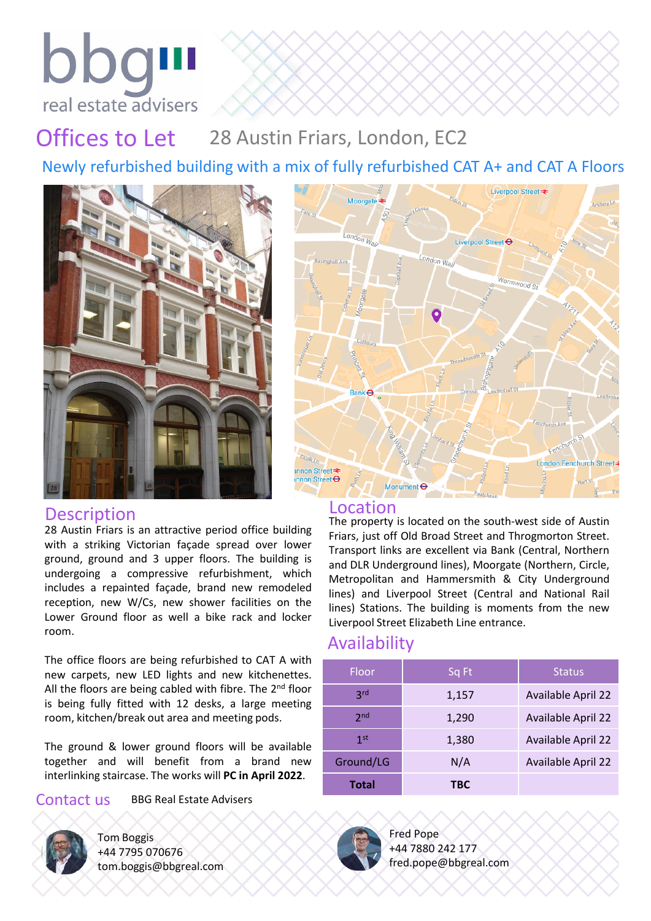bbg
real estate advisers

# Offices to Let 28 Austin Friars, London, EC2

## Newly refurbished building with a mix of fully refurbished CAT A+ and CAT A Floors

## Description

28 Austin Friars is an attractive period office building with a striking Victorian façade spread over lower ground, ground and 3 upper floors. The building is undergoing a compressive refurbishment, which includes a repainted façade, brand new remodeled reception, new W/Cs, new shower facilities on the Lower Ground floor as well a bike rack and locker room.

The office floors are being refurbished to CAT A with new carpets, new LED lights and new kitchenettes. All the floors are being cabled with fibre. The 2nd floor is being fully fitted with 12 desks, a large meeting room, kitchen/break out area and meeting pods.

The ground & lower ground floors will be available together and will benefit from a brand new interlinking staircase. The works will **PC in April 2022**.

## Location

The property is located on the south-west side of Austin Friars, just off Old Broad Street and Throgmorton Street. Transport links are excellent via Bank (Central, Northern and DLR Underground lines), Moorgate (Northern, Circle, Metropolitan and Hammersmith & City Underground lines) and Liverpool Street (Central and National Rail lines) Stations. The building is moments from the new Liverpool Street Elizabeth Line entrance.

## Availability

| Floor | Sq Ft | Status |
|---|---|---|
| 3rd | 1,157 | Available April 22 |
| 2nd | 1,290 | Available April 22 |
| 1st | 1,380 | Available April 22 |
| Ground/LG | N/A | Available April 22 |
| **Total** | **TBC** | |

## Contact us

BBG Real Estate Advisers

Tom Boggis
+44 7795 070676
tom.boggis@bbgreal.com

Fred Pope
+44 7880 242 177
fred.pope@bbgreal.com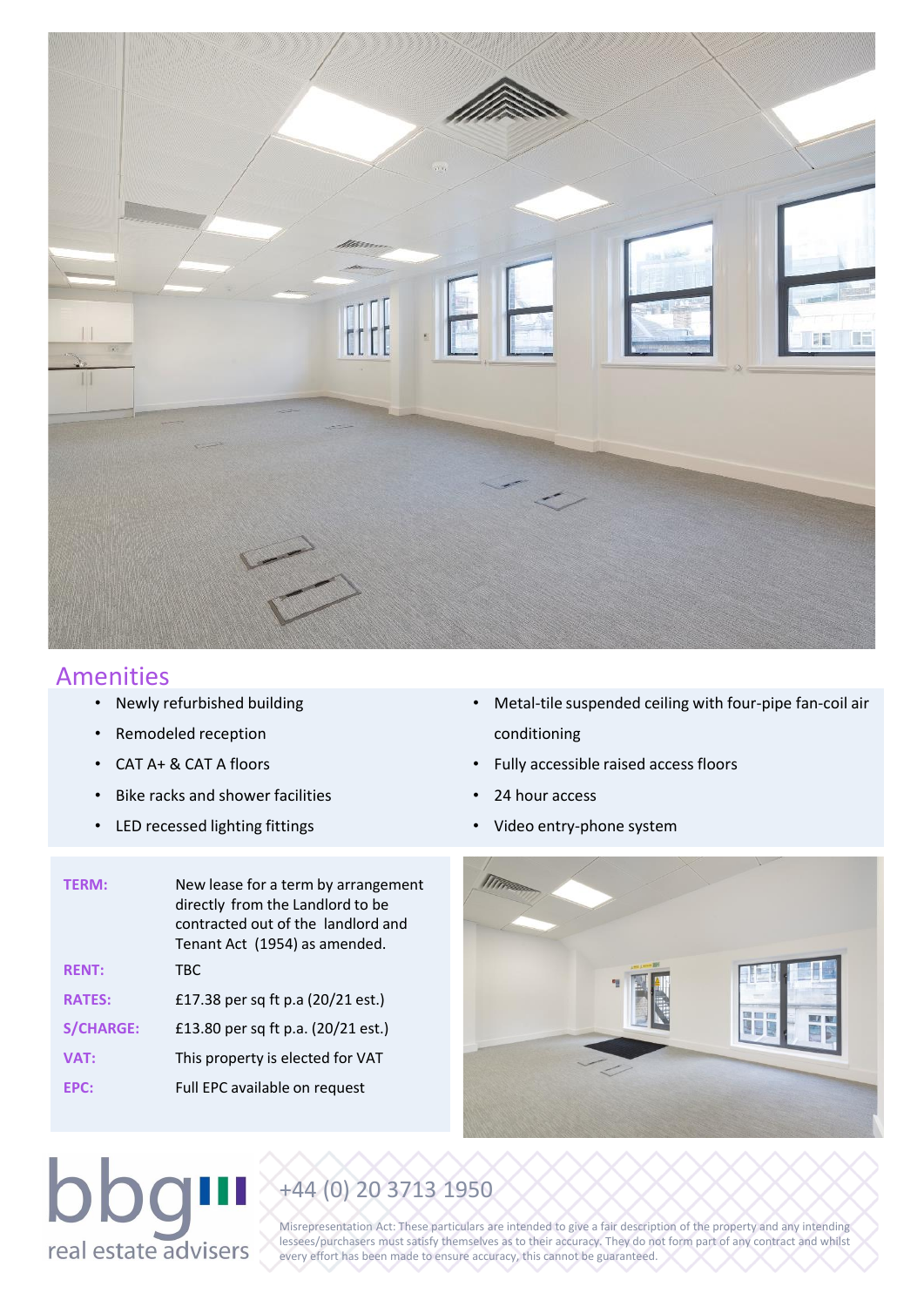## Amenities

- Newly refurbished building
- Remodeled reception
- CAT A+ & CAT A floors
- Bike racks and shower facilities
- LED recessed lighting fittings
- Metal-tile suspended ceiling with four-pipe fan-coil air conditioning
- Fully accessible raised access floors
- 24 hour access
- Video entry-phone system

| | |
|---|---|
| **TERM:** | New lease for a term by arrangement directly from the Landlord to be contracted out of the landlord and Tenant Act (1954) as amended. |
| **RENT:** | TBC |
| **RATES:** | £17.38 per sq ft p.a (20/21 est.) |
| **S/CHARGE:** | £13.80 per sq ft p.a. (20/21 est.) |
| **VAT:** | This property is elected for VAT |
| **EPC:** | Full EPC available on request |

bbg real estate advisers

+44 (0) 20 3713 1950

Misrepresentation Act: These particulars are intended to give a fair description of the property and any intending lessees/purchasers must satisfy themselves as to their accuracy. They do not form part of any contract and whilst every effort has been made to ensure accuracy, this cannot be guaranteed.